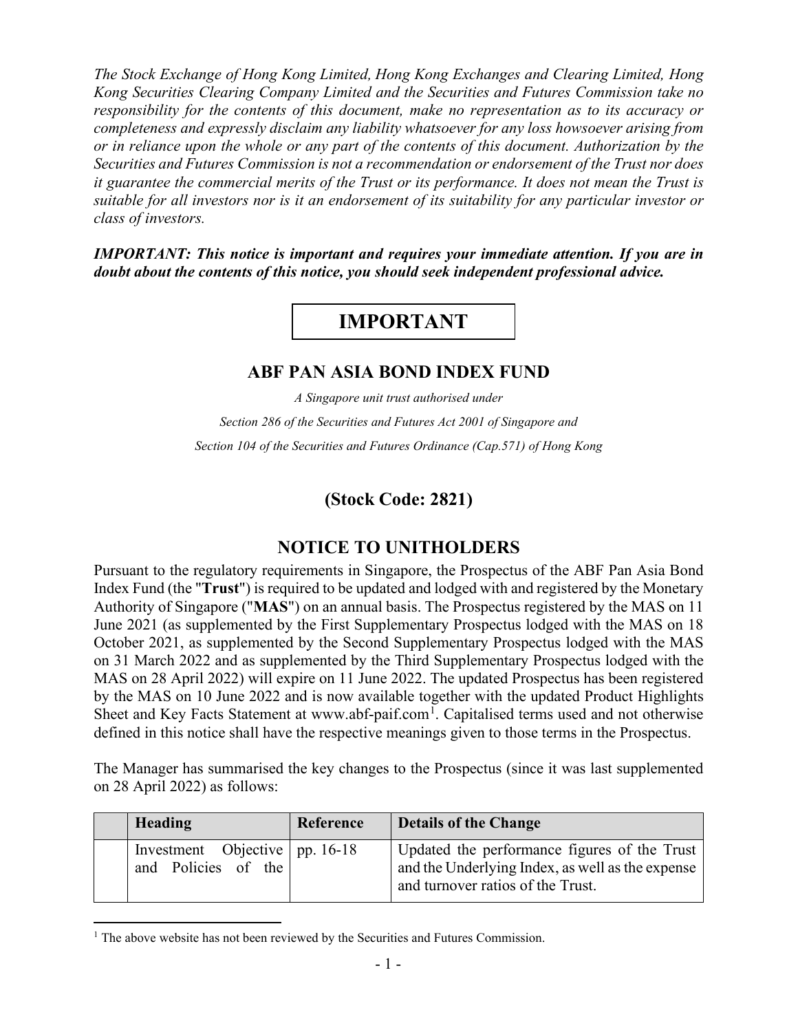*The Stock Exchange of Hong Kong Limited, Hong Kong Exchanges and Clearing Limited, Hong Kong Securities Clearing Company Limited and the Securities and Futures Commission take no responsibility for the contents of this document, make no representation as to its accuracy or completeness and expressly disclaim any liability whatsoever for any loss howsoever arising from or in reliance upon the whole or any part of the contents of this document. Authorization by the Securities and Futures Commission is not a recommendation or endorsement of the Trust nor does it guarantee the commercial merits of the Trust or its performance. It does not mean the Trust is suitable for all investors nor is it an endorsement of its suitability for any particular investor or class of investors.*

***IMPORTANT: This notice is important and requires your immediate attention. If you are in doubt about the contents of this notice, you should seek independent professional advice.***

# IMPORTANT

## ABF PAN ASIA BOND INDEX FUND

*A Singapore unit trust authorised under*

*Section 286 of the Securities and Futures Act 2001 of Singapore and*

*Section 104 of the Securities and Futures Ordinance (Cap.571) of Hong Kong*

## (Stock Code: 2821)

## NOTICE TO UNITHOLDERS

Pursuant to the regulatory requirements in Singapore, the Prospectus of the ABF Pan Asia Bond Index Fund (the "**Trust**") is required to be updated and lodged with and registered by the Monetary Authority of Singapore ("**MAS**") on an annual basis. The Prospectus registered by the MAS on 11 June 2021 (as supplemented by the First Supplementary Prospectus lodged with the MAS on 18 October 2021, as supplemented by the Second Supplementary Prospectus lodged with the MAS on 31 March 2022 and as supplemented by the Third Supplementary Prospectus lodged with the MAS on 28 April 2022) will expire on 11 June 2022. The updated Prospectus has been registered by the MAS on 10 June 2022 and is now available together with the updated Product Highlights Sheet and Key Facts Statement at www.abf-paif.com[1]. Capitalised terms used and not otherwise defined in this notice shall have the respective meanings given to those terms in the Prospectus.

The Manager has summarised the key changes to the Prospectus (since it was last supplemented on 28 April 2022) as follows:

| | Heading | Reference | Details of the Change |
|---|---|---|---|
| | Investment Objective and Policies of the | pp. 16-18 | Updated the performance figures of the Trust and the Underlying Index, as well as the expense and turnover ratios of the Trust. |

[1] The above website has not been reviewed by the Securities and Futures Commission.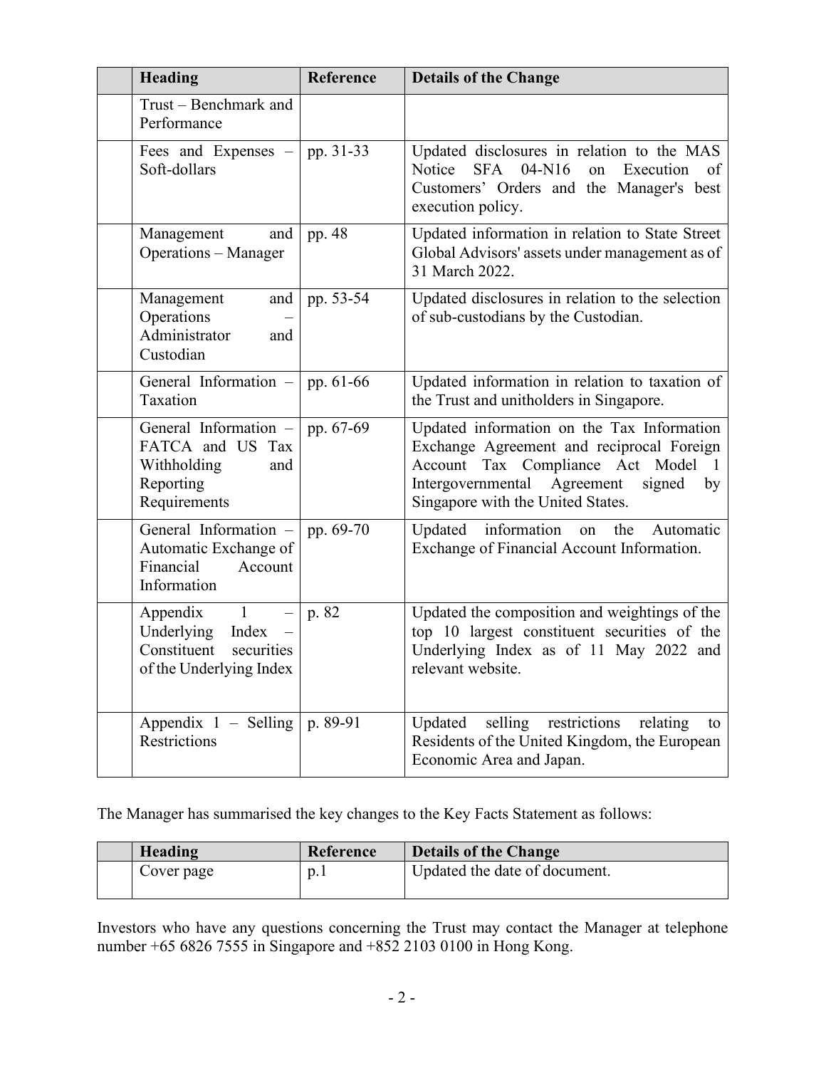| | Heading | Reference | Details of the Change |
|---|---|---|---|
| | Trust – Benchmark and Performance | | |
| | Fees and Expenses – Soft-dollars | pp. 31-33 | Updated disclosures in relation to the MAS Notice SFA 04-N16 on Execution of Customers' Orders and the Manager's best execution policy. |
| | Management and Operations – Manager | pp. 48 | Updated information in relation to State Street Global Advisors' assets under management as of 31 March 2022. |
| | Management and Operations – Administrator and Custodian | pp. 53-54 | Updated disclosures in relation to the selection of sub-custodians by the Custodian. |
| | General Information – Taxation | pp. 61-66 | Updated information in relation to taxation of the Trust and unitholders in Singapore. |
| | General Information – FATCA and US Tax Withholding and Reporting Requirements | pp. 67-69 | Updated information on the Tax Information Exchange Agreement and reciprocal Foreign Account Tax Compliance Act Model 1 Intergovernmental Agreement signed by Singapore with the United States. |
| | General Information – Automatic Exchange of Financial Account Information | pp. 69-70 | Updated information on the Automatic Exchange of Financial Account Information. |
| | Appendix 1 – Underlying Index – Constituent securities of the Underlying Index | p. 82 | Updated the composition and weightings of the top 10 largest constituent securities of the Underlying Index as of 11 May 2022 and relevant website. |
| | Appendix 1 – Selling Restrictions | p. 89-91 | Updated selling restrictions relating to Residents of the United Kingdom, the European Economic Area and Japan. |

The Manager has summarised the key changes to the Key Facts Statement as follows:

| | Heading | Reference | Details of the Change |
|---|---|---|---|
| | Cover page | p.1 | Updated the date of document. |

Investors who have any questions concerning the Trust may contact the Manager at telephone number +65 6826 7555 in Singapore and +852 2103 0100 in Hong Kong.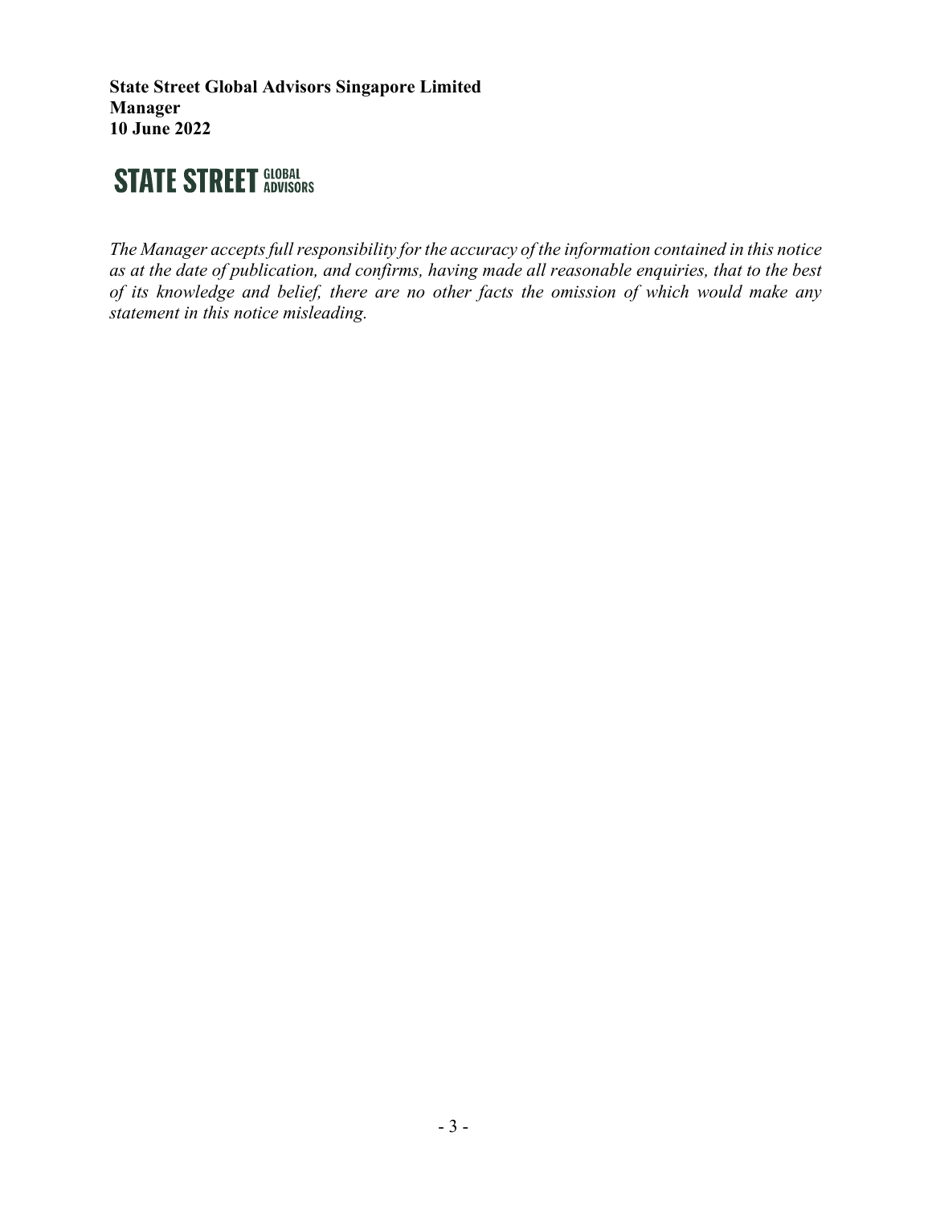**State Street Global Advisors Singapore Limited**
**Manager**
**10 June 2022**

STATE STREET GLOBAL ADVISORS

*The Manager accepts full responsibility for the accuracy of the information contained in this notice as at the date of publication, and confirms, having made all reasonable enquiries, that to the best of its knowledge and belief, there are no other facts the omission of which would make any statement in this notice misleading.*